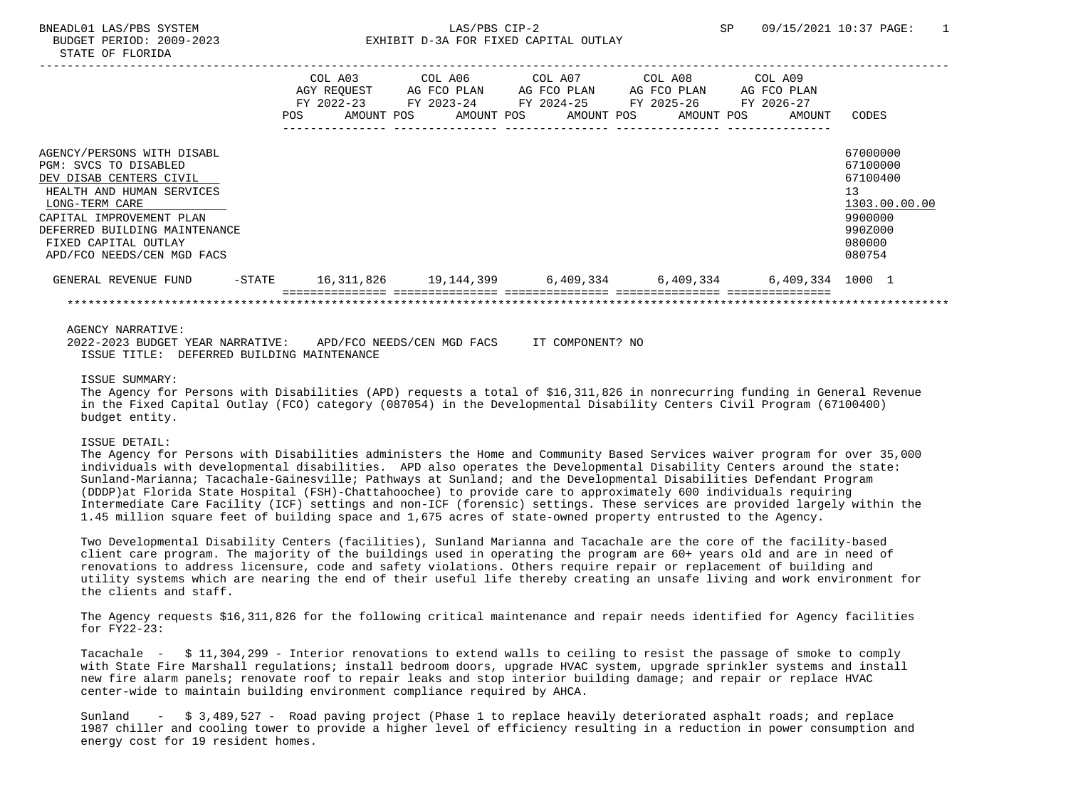BNEADL01 LAS/PBS SYSTEM — LAS/PBS CIP-2 — SP 09/15/2021 10:37

BUDGET PERIOD: 2009-2023

STATE OF FLORIDA

# EXHIBIT D-3A FOR FIXED CAPITAL OUTLAY

| | COL A03 AGY REQUEST FY 2022-23 POS AMOUNT | COL A06 AG FCO PLAN FY 2023-24 POS AMOUNT | COL A07 AG FCO PLAN FY 2024-25 POS AMOUNT | COL A08 AG FCO PLAN FY 2025-26 POS AMOUNT | COL A09 AG FCO PLAN FY 2026-27 POS AMOUNT | CODES |
|---|---|---|---|---|---|---|
| AGENCY/PERSONS WITH DISABL | | | | | | 67000000 |
| PGM: SVCS TO DISABLED | | | | | | 67100000 |
| DEV DISAB CENTERS CIVIL | | | | | | 67100400 |
| HEALTH AND HUMAN SERVICES | | | | | | 13 |
| LONG-TERM CARE | | | | | | 1303.00.00.00 |
| CAPITAL IMPROVEMENT PLAN | | | | | | 9900000 |
| DEFERRED BUILDING MAINTENANCE | | | | | | 990Z000 |
| FIXED CAPITAL OUTLAY | | | | | | 080000 |
| APD/FCO NEEDS/CEN MGD FACS | | | | | | 080754 |
| GENERAL REVENUE FUND -STATE | 16,311,826 | 19,144,399 | 6,409,334 | 6,409,334 | 6,409,334 | 1000 1 |

AGENCY NARRATIVE:

2022-2023 BUDGET YEAR NARRATIVE: APD/FCO NEEDS/CEN MGD FACS IT COMPONENT? NO

ISSUE TITLE: DEFERRED BUILDING MAINTENANCE

ISSUE SUMMARY:

The Agency for Persons with Disabilities (APD) requests a total of $16,311,826 in nonrecurring funding in General Revenue in the Fixed Capital Outlay (FCO) category (087054) in the Developmental Disability Centers Civil Program (67100400) budget entity.

ISSUE DETAIL:

The Agency for Persons with Disabilities administers the Home and Community Based Services waiver program for over 35,000 individuals with developmental disabilities. APD also operates the Developmental Disability Centers around the state: Sunland-Marianna; Tacachale-Gainesville; Pathways at Sunland; and the Developmental Disabilities Defendant Program (DDDP)at Florida State Hospital (FSH)-Chattahoochee) to provide care to approximately 600 individuals requiring Intermediate Care Facility (ICF) settings and non-ICF (forensic) settings. These services are provided largely within the 1.45 million square feet of building space and 1,675 acres of state-owned property entrusted to the Agency.

Two Developmental Disability Centers (facilities), Sunland Marianna and Tacachale are the core of the facility-based client care program. The majority of the buildings used in operating the program are 60+ years old and are in need of renovations to address licensure, code and safety violations. Others require repair or replacement of building and utility systems which are nearing the end of their useful life thereby creating an unsafe living and work environment for the clients and staff.

The Agency requests $16,311,826 for the following critical maintenance and repair needs identified for Agency facilities for FY22-23:

Tacachale - $ 11,304,299 - Interior renovations to extend walls to ceiling to resist the passage of smoke to comply with State Fire Marshall regulations; install bedroom doors, upgrade HVAC system, upgrade sprinkler systems and install new fire alarm panels; renovate roof to repair leaks and stop interior building damage; and repair or replace HVAC center-wide to maintain building environment compliance required by AHCA.

Sunland - $ 3,489,527 - Road paving project (Phase 1 to replace heavily deteriorated asphalt roads; and replace 1987 chiller and cooling tower to provide a higher level of efficiency resulting in a reduction in power consumption and energy cost for 19 resident homes.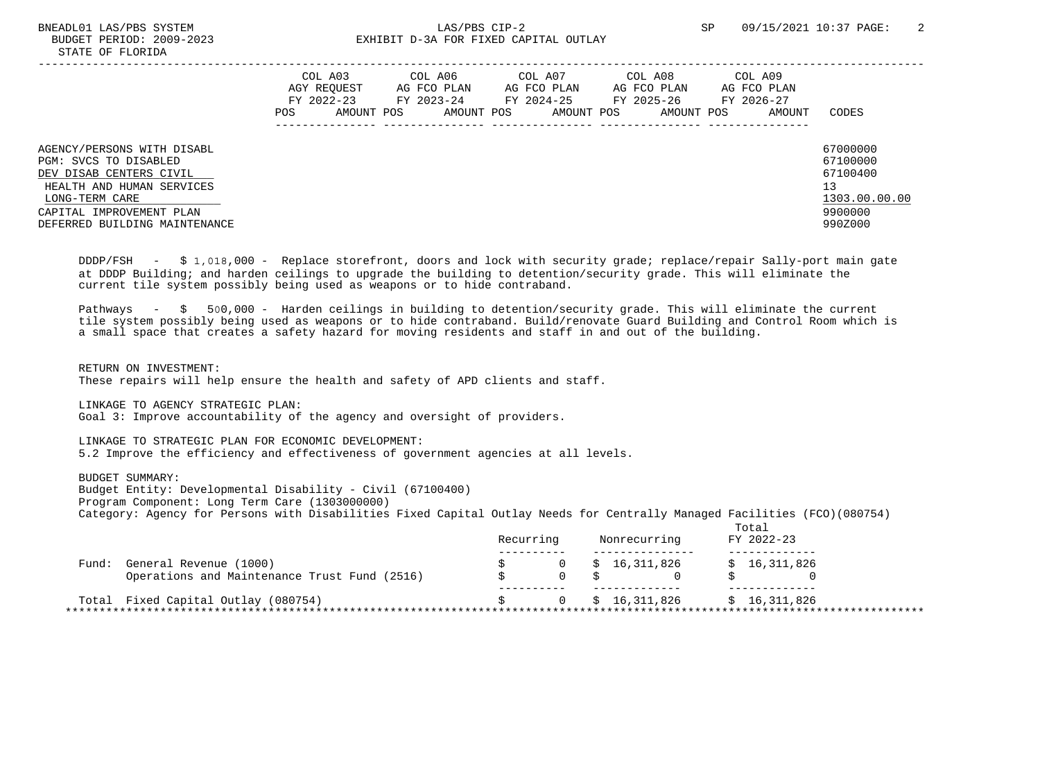BNEADL01 LAS/PBS SYSTEM LAS/PBS CIP-2 SP 09/15/2021 10:37

BUDGET PERIOD: 2009-2023 EXHIBIT D-3A FOR FIXED CAPITAL OUTLAY

STATE OF FLORIDA

| | COL A03 AGY REQUEST FY 2022-23 POS AMOUNT | COL A06 AG FCO PLAN FY 2023-24 POS AMOUNT | COL A07 AG FCO PLAN FY 2024-25 POS AMOUNT | COL A08 AG FCO PLAN FY 2025-26 POS AMOUNT | COL A09 AG FCO PLAN FY 2026-27 POS AMOUNT | CODES |
|---|---|---|---|---|---|---|
| AGENCY/PERSONS WITH DISABL | | | | | | 67000000 |
| PGM: SVCS TO DISABLED | | | | | | 67100000 |
| DEV DISAB CENTERS CIVIL | | | | | | 67100400 |
| HEALTH AND HUMAN SERVICES | | | | | | 13 |
| LONG-TERM CARE | | | | | | 1303.00.00.00 |
| CAPITAL IMPROVEMENT PLAN | | | | | | 9900000 |
| DEFERRED BUILDING MAINTENANCE | | | | | | 990Z000 |

DDDP/FSH - $ 1,018,000 - Replace storefront, doors and lock with security grade; replace/repair Sally-port main gate at DDDP Building; and harden ceilings to upgrade the building to detention/security grade. This will eliminate the current tile system possibly being used as weapons or to hide contraband.

Pathways - $ 500,000 - Harden ceilings in building to detention/security grade. This will eliminate the current tile system possibly being used as weapons or to hide contraband. Build/renovate Guard Building and Control Room which is a small space that creates a safety hazard for moving residents and staff in and out of the building.

RETURN ON INVESTMENT:
These repairs will help ensure the health and safety of APD clients and staff.

LINKAGE TO AGENCY STRATEGIC PLAN:
Goal 3: Improve accountability of the agency and oversight of providers.

LINKAGE TO STRATEGIC PLAN FOR ECONOMIC DEVELOPMENT:
5.2 Improve the efficiency and effectiveness of government agencies at all levels.

BUDGET SUMMARY:
Budget Entity: Developmental Disability - Civil (67100400)
Program Component: Long Term Care (1303000000)
Category: Agency for Persons with Disabilities Fixed Capital Outlay Needs for Centrally Managed Facilities (FCO)(080754)

| | | Recurring | Nonrecurring | Total FY 2022-23 |
|---|---|---|---|---|
| Fund: | General Revenue (1000) | $ 0 | $ 16,311,826 | $ 16,311,826 |
| | Operations and Maintenance Trust Fund (2516) | $ 0 | $ 0 | $ 0 |
| Total | Fixed Capital Outlay (080754) | $ 0 | $ 16,311,826 | $ 16,311,826 |